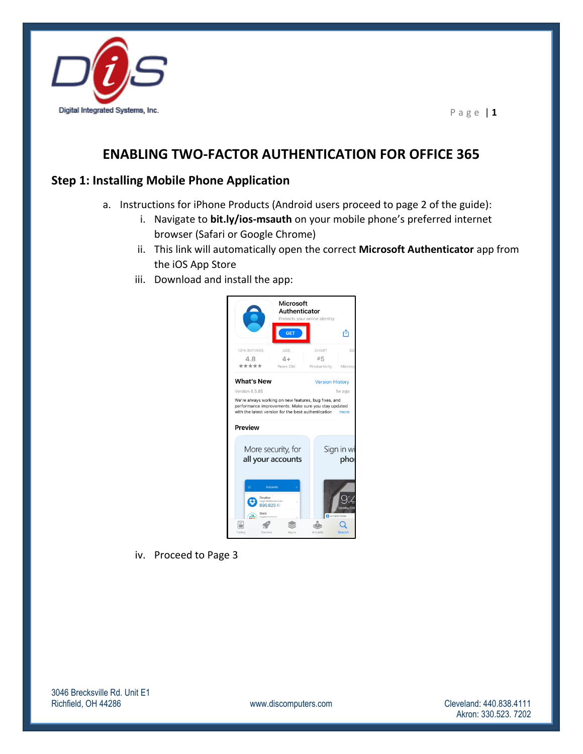# ENABLING TWO-FACTOR AUTHENTICATION FOR OFFICE 365

## Step 1: Installing Mobile Phone Application

a. Instructions for iPhone Products (Android users proceed to page 2 of the guide):

  i. Navigate to **bit.ly/ios-msauth** on your mobile phone's preferred internet browser (Safari or Google Chrome)

  ii. This link will automatically open the correct **Microsoft Authenticator** app from the iOS App Store

  iii. Download and install the app:

  iv. Proceed to Page 3

3046 Brecksville Rd. Unit E1
Richfield, OH 44286

www.discomputers.com

Cleveland: 440.838.4111
Akron: 330.523. 7202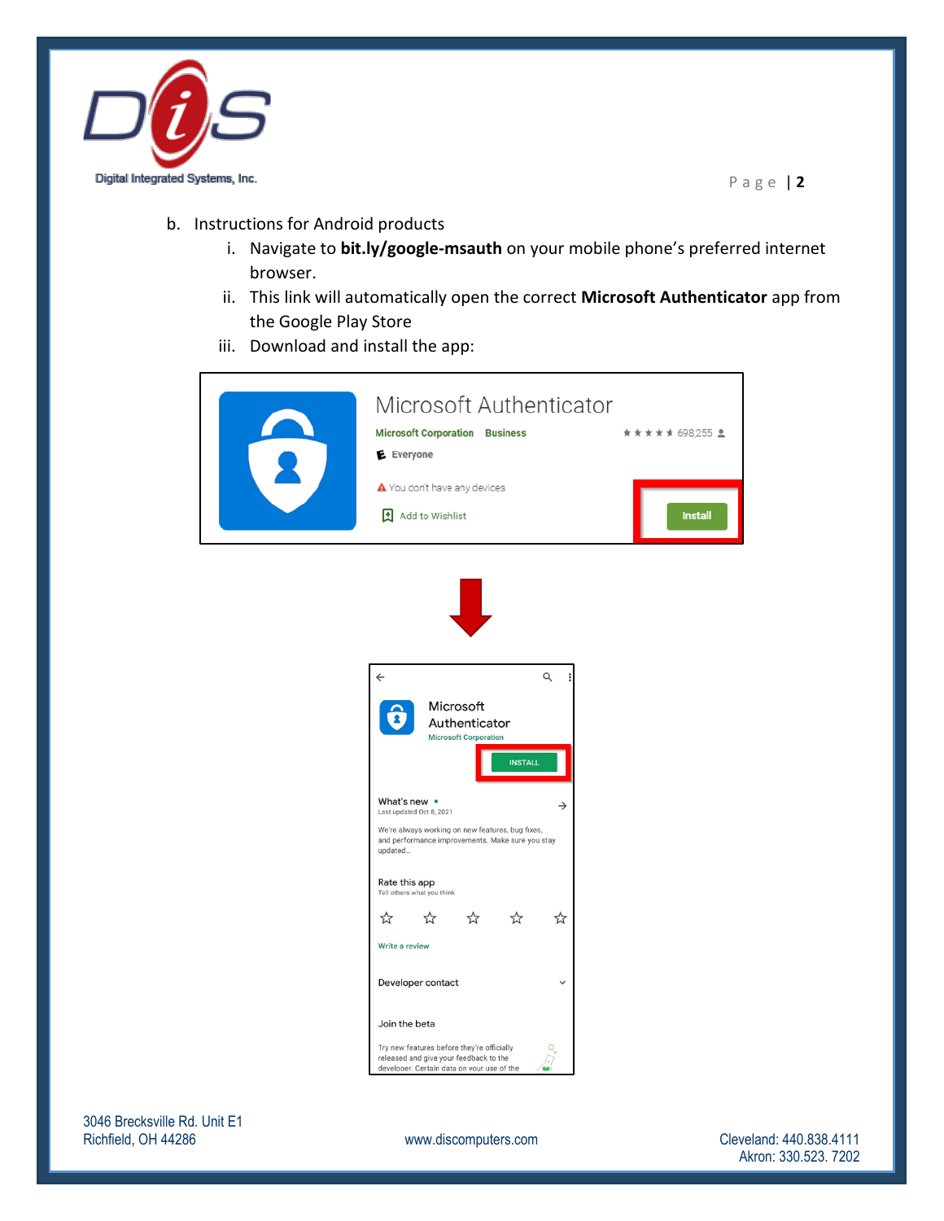b. Instructions for Android products

   i. Navigate to **bit.ly/google-msauth** on your mobile phone's preferred internet browser.

   ii. This link will automatically open the correct **Microsoft Authenticator** app from the Google Play Store

   iii. Download and install the app: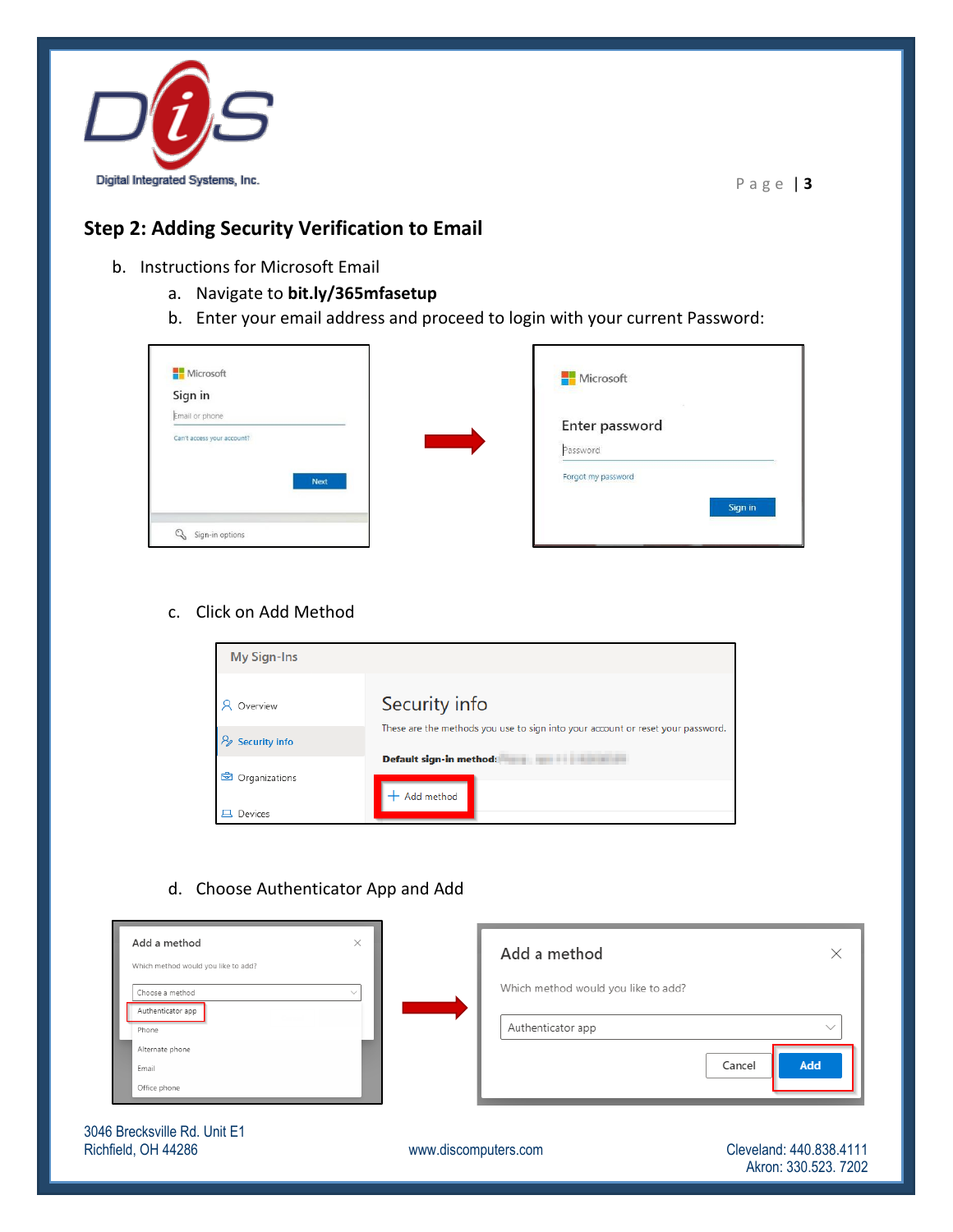## Step 2: Adding Security Verification to Email

b. Instructions for Microsoft Email
   a. Navigate to **bit.ly/365mfasetup**
   b. Enter your email address and proceed to login with your current Password:
   c. Click on Add Method
   d. Choose Authenticator App and Add

3046 Brecksville Rd. Unit E1
Richfield, OH 44286

www.discomputers.com

Cleveland: 440.838.4111
Akron: 330.523. 7202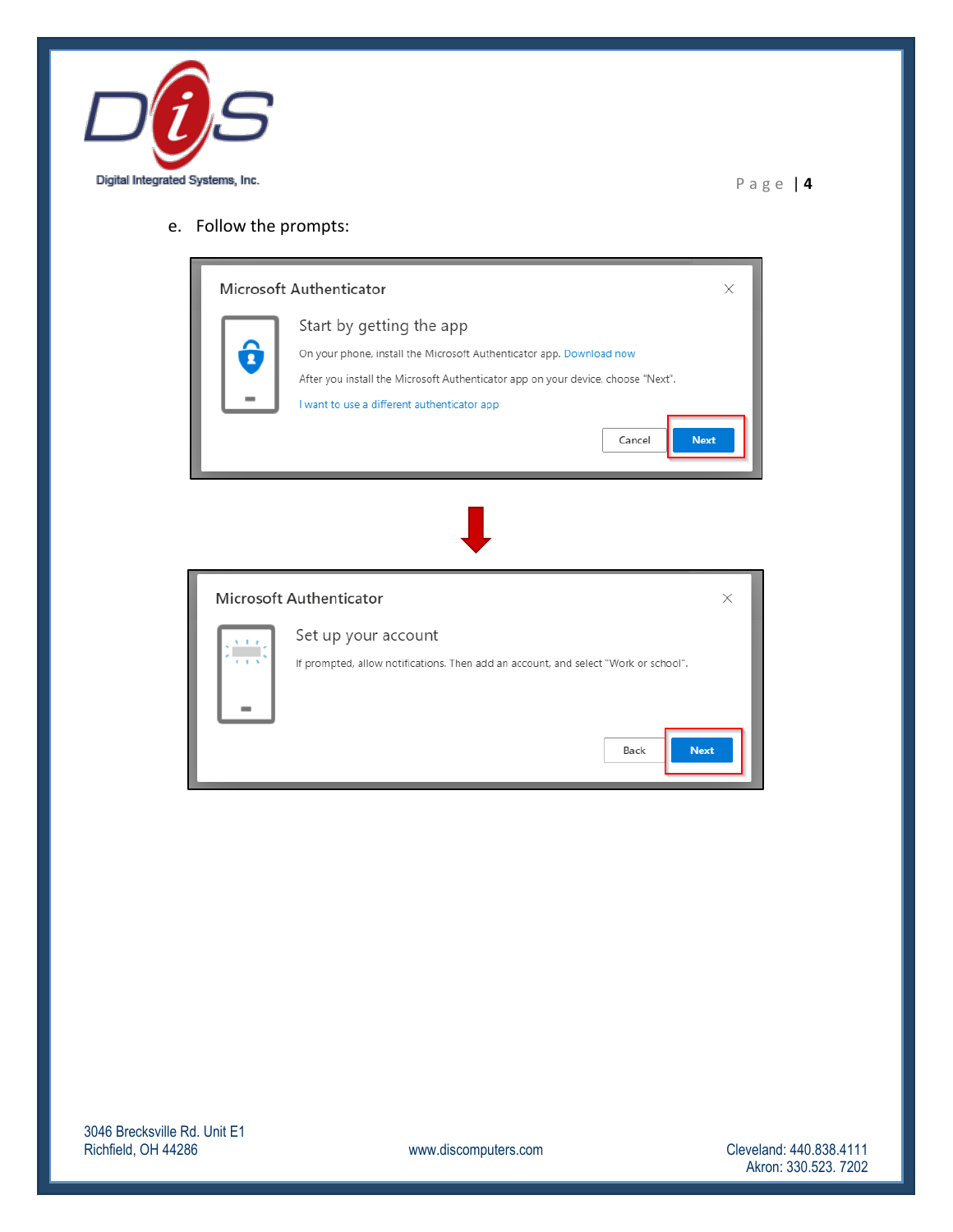e. Follow the prompts:

**Microsoft Authenticator**

Start by getting the app

On your phone, install the Microsoft Authenticator app. Download now

After you install the Microsoft Authenticator app on your device, choose "Next".

I want to use a different authenticator app

Cancel | **Next**

**Microsoft Authenticator**

Set up your account

If prompted, allow notifications. Then add an account, and select "Work or school".

Back | **Next**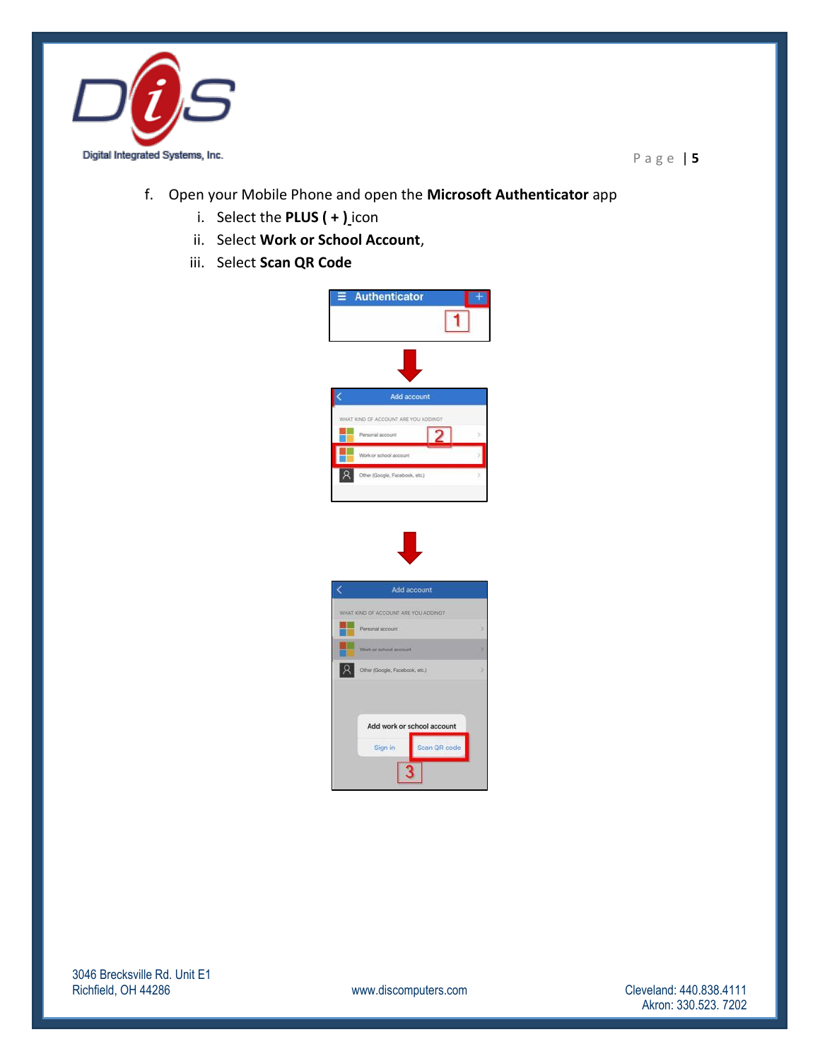f. Open your Mobile Phone and open the **Microsoft Authenticator** app
   i. Select the **PLUS ( + )** icon
   ii. Select **Work or School Account**,
   iii. Select **Scan QR Code**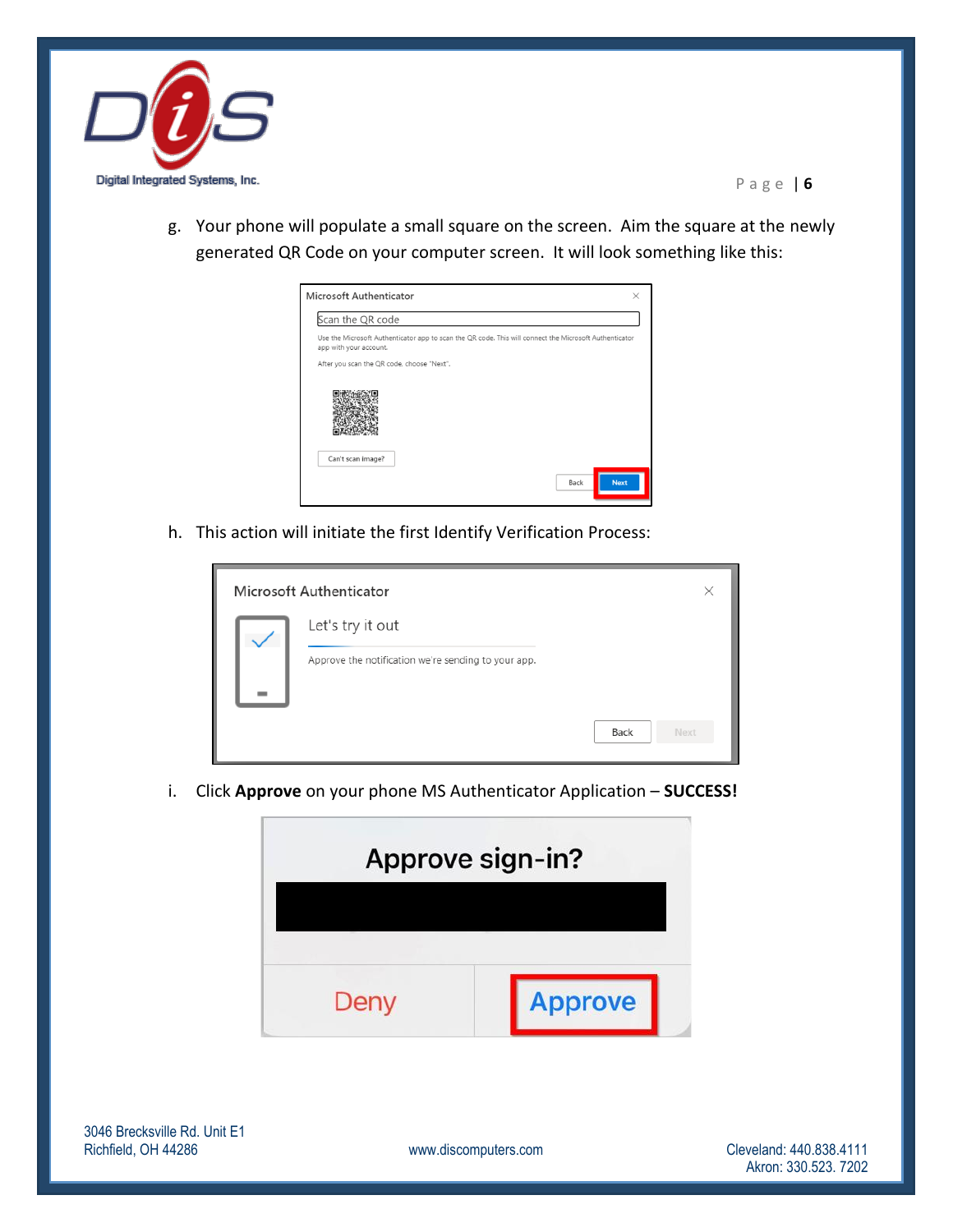g. Your phone will populate a small square on the screen. Aim the square at the newly generated QR Code on your computer screen. It will look something like this:

h. This action will initiate the first Identify Verification Process:

i. Click **Approve** on your phone MS Authenticator Application – **SUCCESS!**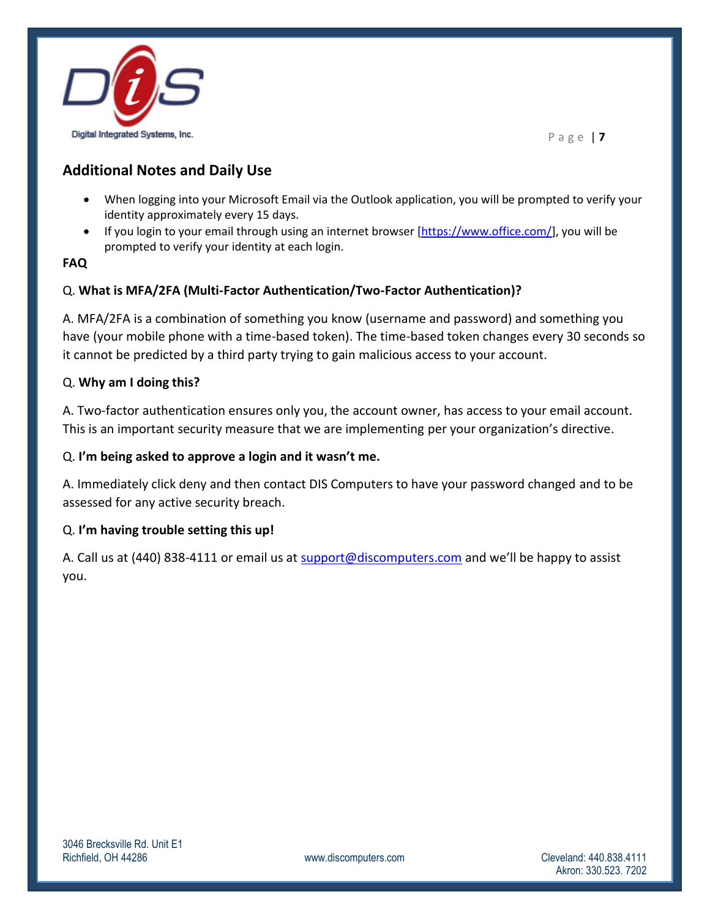## Additional Notes and Daily Use

- When logging into your Microsoft Email via the Outlook application, you will be prompted to verify your identity approximately every 15 days.
- If you login to your email through using an internet browser [https://www.office.com/], you will be prompted to verify your identity at each login.

**FAQ**

Q. **What is MFA/2FA (Multi-Factor Authentication/Two-Factor Authentication)?**

A. MFA/2FA is a combination of something you know (username and password) and something you have (your mobile phone with a time-based token). The time-based token changes every 30 seconds so it cannot be predicted by a third party trying to gain malicious access to your account.

Q. **Why am I doing this?**

A. Two-factor authentication ensures only you, the account owner, has access to your email account. This is an important security measure that we are implementing per your organization's directive.

Q. **I'm being asked to approve a login and it wasn't me.**

A. Immediately click deny and then contact DIS Computers to have your password changed and to be assessed for any active security breach.

Q. **I'm having trouble setting this up!**

A. Call us at (440) 838-4111 or email us at support@discomputers.com and we'll be happy to assist you.